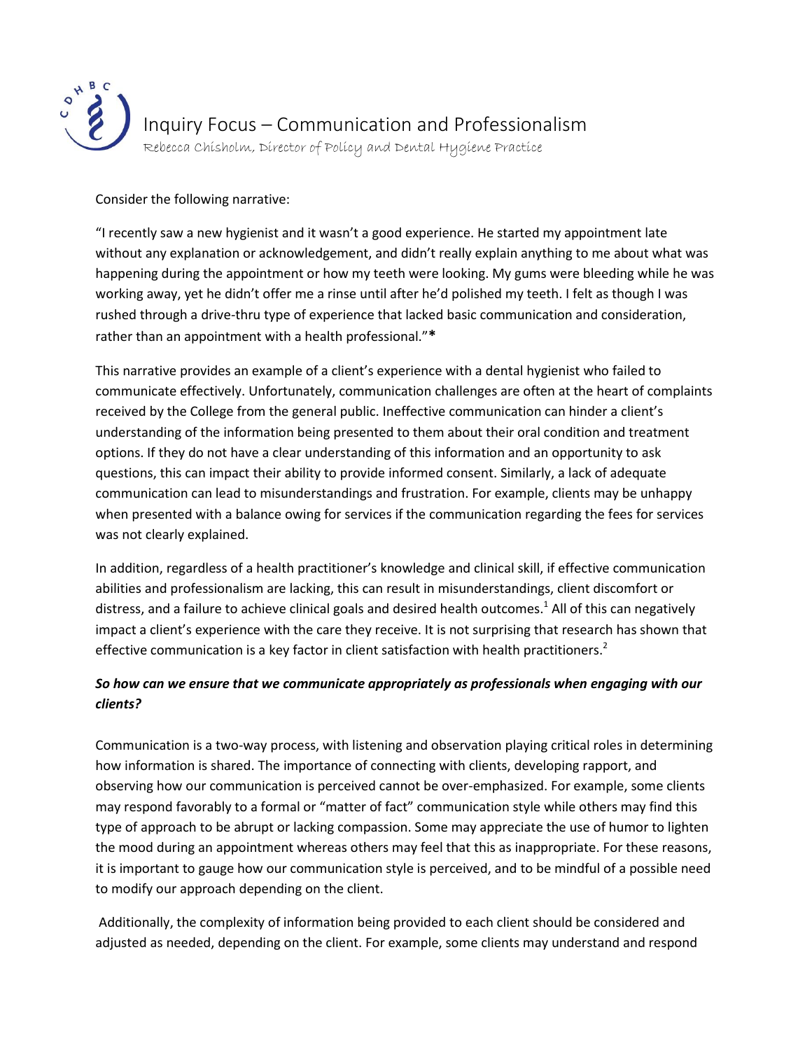# Inquiry Focus – Communication and Professionalism

Rebecca Chisholm, Director of Policy and Dental Hygiene Practice

Consider the following narrative:

"I recently saw a new hygienist and it wasn't a good experience. He started my appointment late without any explanation or acknowledgement, and didn't really explain anything to me about what was happening during the appointment or how my teeth were looking. My gums were bleeding while he was working away, yet he didn't offer me a rinse until after he'd polished my teeth. I felt as though I was rushed through a drive-thru type of experience that lacked basic communication and consideration, rather than an appointment with a health professional."**\***

This narrative provides an example of a client's experience with a dental hygienist who failed to communicate effectively. Unfortunately, communication challenges are often at the heart of complaints received by the College from the general public. Ineffective communication can hinder a client's understanding of the information being presented to them about their oral condition and treatment options. If they do not have a clear understanding of this information and an opportunity to ask questions, this can impact their ability to provide informed consent. Similarly, a lack of adequate communication can lead to misunderstandings and frustration. For example, clients may be unhappy when presented with a balance owing for services if the communication regarding the fees for services was not clearly explained.

In addition, regardless of a health practitioner's knowledge and clinical skill, if effective communication abilities and professionalism are lacking, this can result in misunderstandings, client discomfort or distress, and a failure to achieve clinical goals and desired health outcomes.[1] All of this can negatively impact a client's experience with the care they receive. It is not surprising that research has shown that effective communication is a key factor in client satisfaction with health practitioners.[2]

***So how can we ensure that we communicate appropriately as professionals when engaging with our clients?***

Communication is a two-way process, with listening and observation playing critical roles in determining how information is shared. The importance of connecting with clients, developing rapport, and observing how our communication is perceived cannot be over-emphasized. For example, some clients may respond favorably to a formal or "matter of fact" communication style while others may find this type of approach to be abrupt or lacking compassion. Some may appreciate the use of humor to lighten the mood during an appointment whereas others may feel that this as inappropriate. For these reasons, it is important to gauge how our communication style is perceived, and to be mindful of a possible need to modify our approach depending on the client.

Additionally, the complexity of information being provided to each client should be considered and adjusted as needed, depending on the client. For example, some clients may understand and respond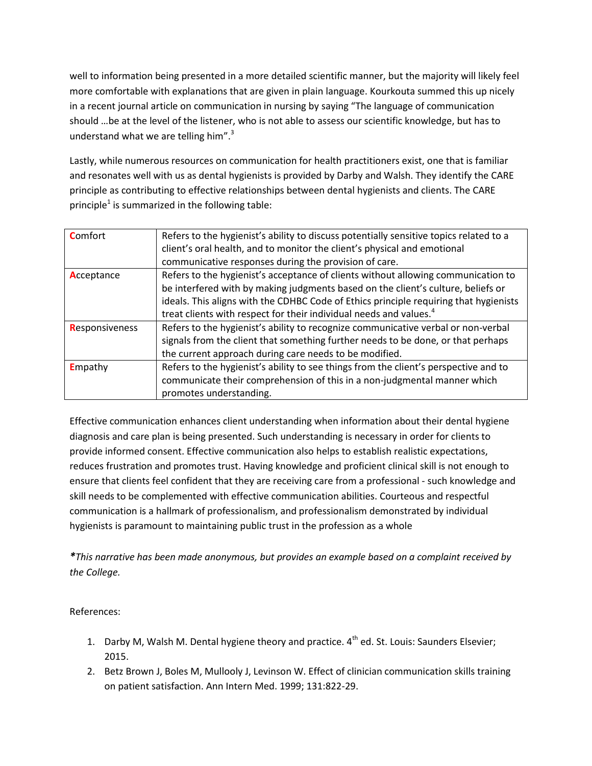well to information being presented in a more detailed scientific manner, but the majority will likely feel more comfortable with explanations that are given in plain language. Kourkouta summed this up nicely in a recent journal article on communication in nursing by saying "The language of communication should …be at the level of the listener, who is not able to assess our scientific knowledge, but has to understand what we are telling him".[3]

Lastly, while numerous resources on communication for health practitioners exist, one that is familiar and resonates well with us as dental hygienists is provided by Darby and Walsh. They identify the CARE principle as contributing to effective relationships between dental hygienists and clients. The CARE principle[1] is summarized in the following table:

| | |
|---|---|
| **C**omfort | Refers to the hygienist's ability to discuss potentially sensitive topics related to a client's oral health, and to monitor the client's physical and emotional communicative responses during the provision of care. |
| **A**cceptance | Refers to the hygienist's acceptance of clients without allowing communication to be interfered with by making judgments based on the client's culture, beliefs or ideals. This aligns with the CDHBC Code of Ethics principle requiring that hygienists treat clients with respect for their individual needs and values.[4] |
| **R**esponsiveness | Refers to the hygienist's ability to recognize communicative verbal or non-verbal signals from the client that something further needs to be done, or that perhaps the current approach during care needs to be modified. |
| **E**mpathy | Refers to the hygienist's ability to see things from the client's perspective and to communicate their comprehension of this in a non-judgmental manner which promotes understanding. |

Effective communication enhances client understanding when information about their dental hygiene diagnosis and care plan is being presented. Such understanding is necessary in order for clients to provide informed consent. Effective communication also helps to establish realistic expectations, reduces frustration and promotes trust. Having knowledge and proficient clinical skill is not enough to ensure that clients feel confident that they are receiving care from a professional - such knowledge and skill needs to be complemented with effective communication abilities. Courteous and respectful communication is a hallmark of professionalism, and professionalism demonstrated by individual hygienists is paramount to maintaining public trust in the profession as a whole

***This narrative has been made anonymous, but provides an example based on a complaint received by the College.***

References:

1. Darby M, Walsh M. Dental hygiene theory and practice. 4th ed. St. Louis: Saunders Elsevier; 2015.
2. Betz Brown J, Boles M, Mullooly J, Levinson W. Effect of clinician communication skills training on patient satisfaction. Ann Intern Med. 1999; 131:822-29.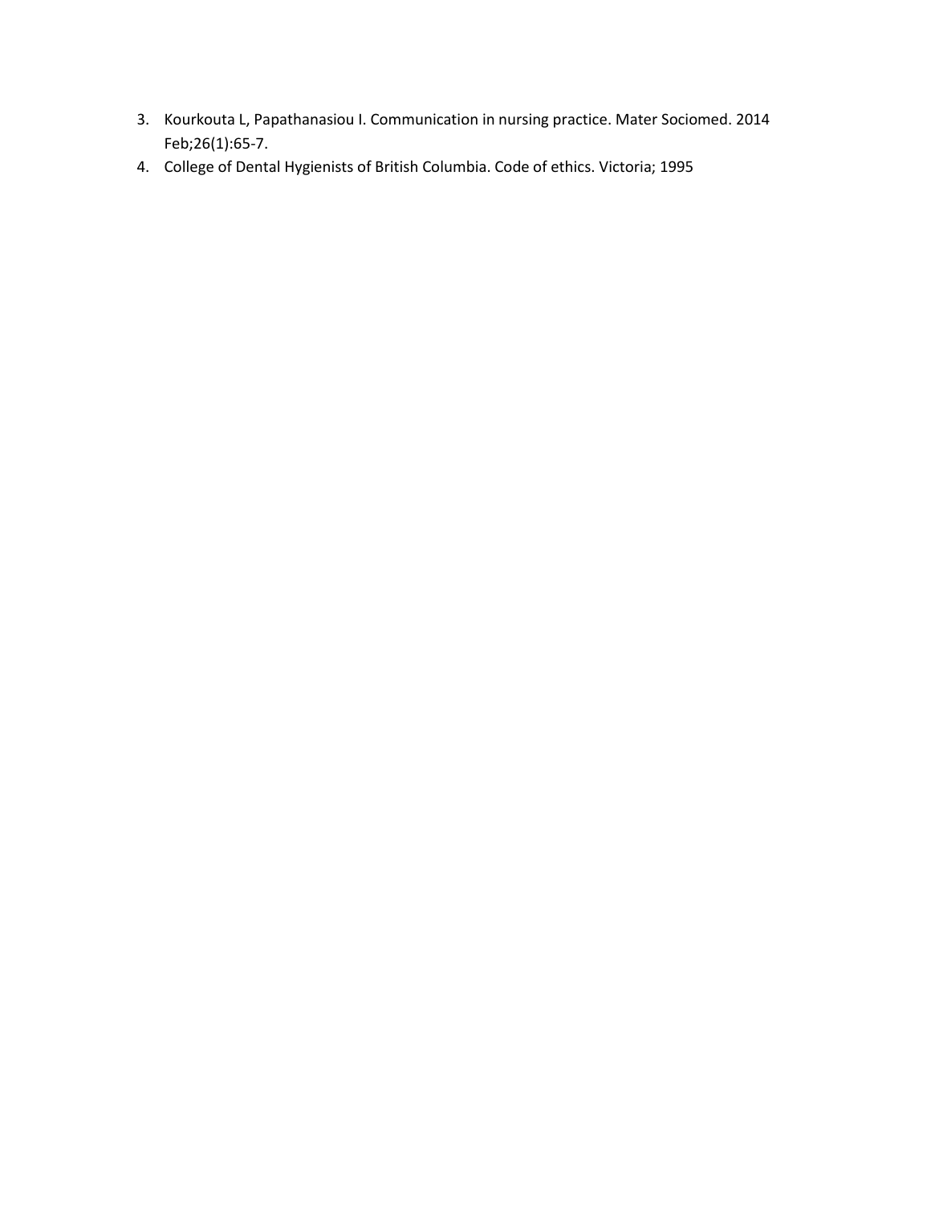3. Kourkouta L, Papathanasiou I. Communication in nursing practice. Mater Sociomed. 2014 Feb;26(1):65-7.
4. College of Dental Hygienists of British Columbia. Code of ethics. Victoria; 1995